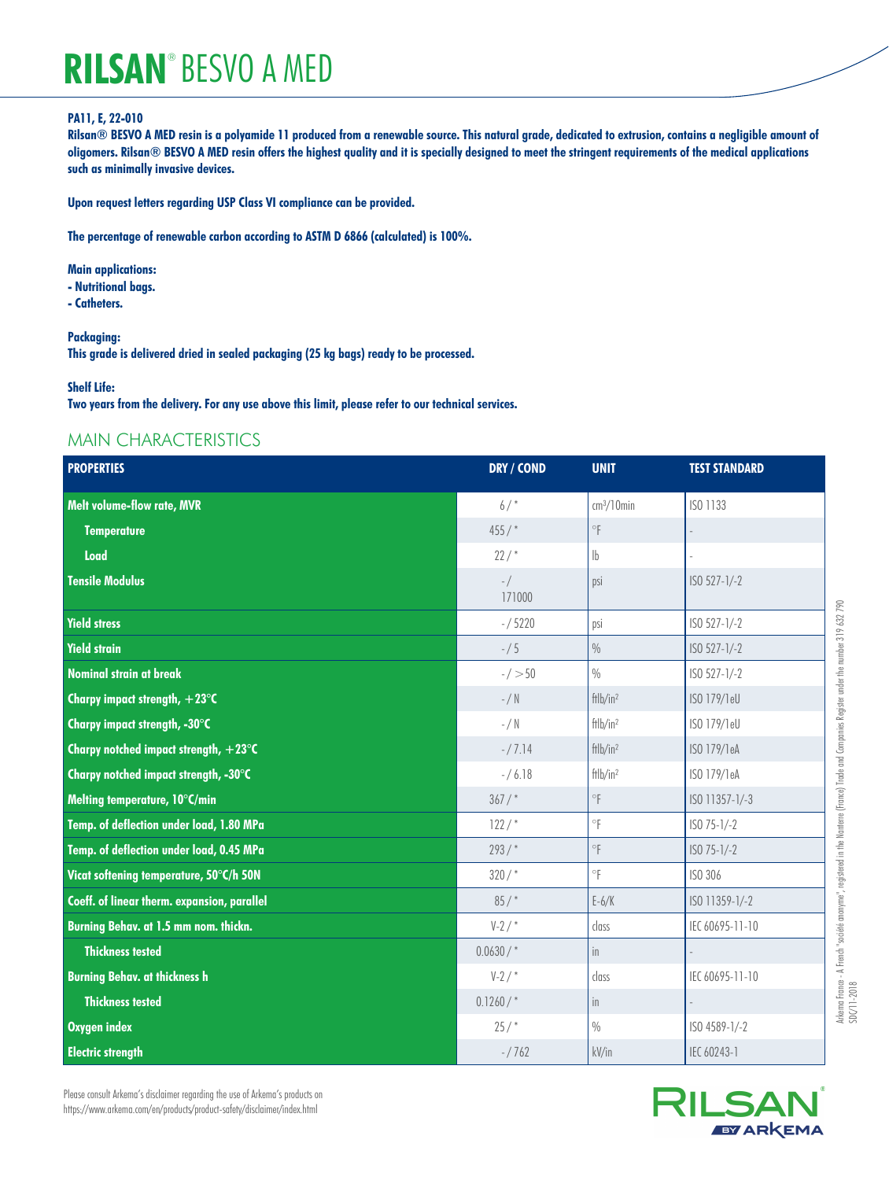# RILSAN® BESVO A MED

**PA11, E, 22-010**

**Rilsan® BESVO A MED resin is a polyamide 11 produced from a renewable source. This natural grade, dedicated to extrusion, contains a negligible amount of oligomers. Rilsan® BESVO A MED resin offers the highest quality and it is specially designed to meet the stringent requirements of the medical applications such as minimally invasive devices.**

**Upon request letters regarding USP Class VI compliance can be provided.**

**The percentage of renewable carbon according to ASTM D 6866 (calculated) is 100%.**

**Main applications:**
**- Nutritional bags.**
**- Catheters.**

**Packaging:**
**This grade is delivered dried in sealed packaging (25 kg bags) ready to be processed.**

**Shelf Life:**
**Two years from the delivery. For any use above this limit, please refer to our technical services.**

## MAIN CHARACTERISTICS

| PROPERTIES | DRY / COND | UNIT | TEST STANDARD |
|---|---|---|---|
| Melt volume-flow rate, MVR | 6 / * | cm³/10min | ISO 1133 |
| Temperature | 455 / * | °F | - |
| Load | 22 / * | lb | - |
| Tensile Modulus | - / 171000 | psi | ISO 527-1/-2 |
| Yield stress | - / 5220 | psi | ISO 527-1/-2 |
| Yield strain | - / 5 | % | ISO 527-1/-2 |
| Nominal strain at break | - / >50 | % | ISO 527-1/-2 |
| Charpy impact strength, +23°C | - / N | ftlb/in² | ISO 179/1eU |
| Charpy impact strength, -30°C | - / N | ftlb/in² | ISO 179/1eU |
| Charpy notched impact strength, +23°C | - / 7.14 | ftlb/in² | ISO 179/1eA |
| Charpy notched impact strength, -30°C | - / 6.18 | ftlb/in² | ISO 179/1eA |
| Melting temperature, 10°C/min | 367 / * | °F | ISO 11357-1/-3 |
| Temp. of deflection under load, 1.80 MPa | 122 / * | °F | ISO 75-1/-2 |
| Temp. of deflection under load, 0.45 MPa | 293 / * | °F | ISO 75-1/-2 |
| Vicat softening temperature, 50°C/h 50N | 320 / * | °F | ISO 306 |
| Coeff. of linear therm. expansion, parallel | 85 / * | E-6/K | ISO 11359-1/-2 |
| Burning Behav. at 1.5 mm nom. thickn. | V-2 / * | class | IEC 60695-11-10 |
| Thickness tested | 0.0630 / * | in | - |
| Burning Behav. at thickness h | V-2 / * | class | IEC 60695-11-10 |
| Thickness tested | 0.1260 / * | in | - |
| Oxygen index | 25 / * | % | ISO 4589-1/-2 |
| Electric strength | - / 762 | kV/in | IEC 60243-1 |

Please consult Arkema's disclaimer regarding the use of Arkema's products on https://www.arkema.com/en/products/product-safety/disclaimer/index.html

Arkema France - A French "société anonyme", registered in the Nanterre (France) Trade and Companies Register under the number 319 632 790
SDC/11-2018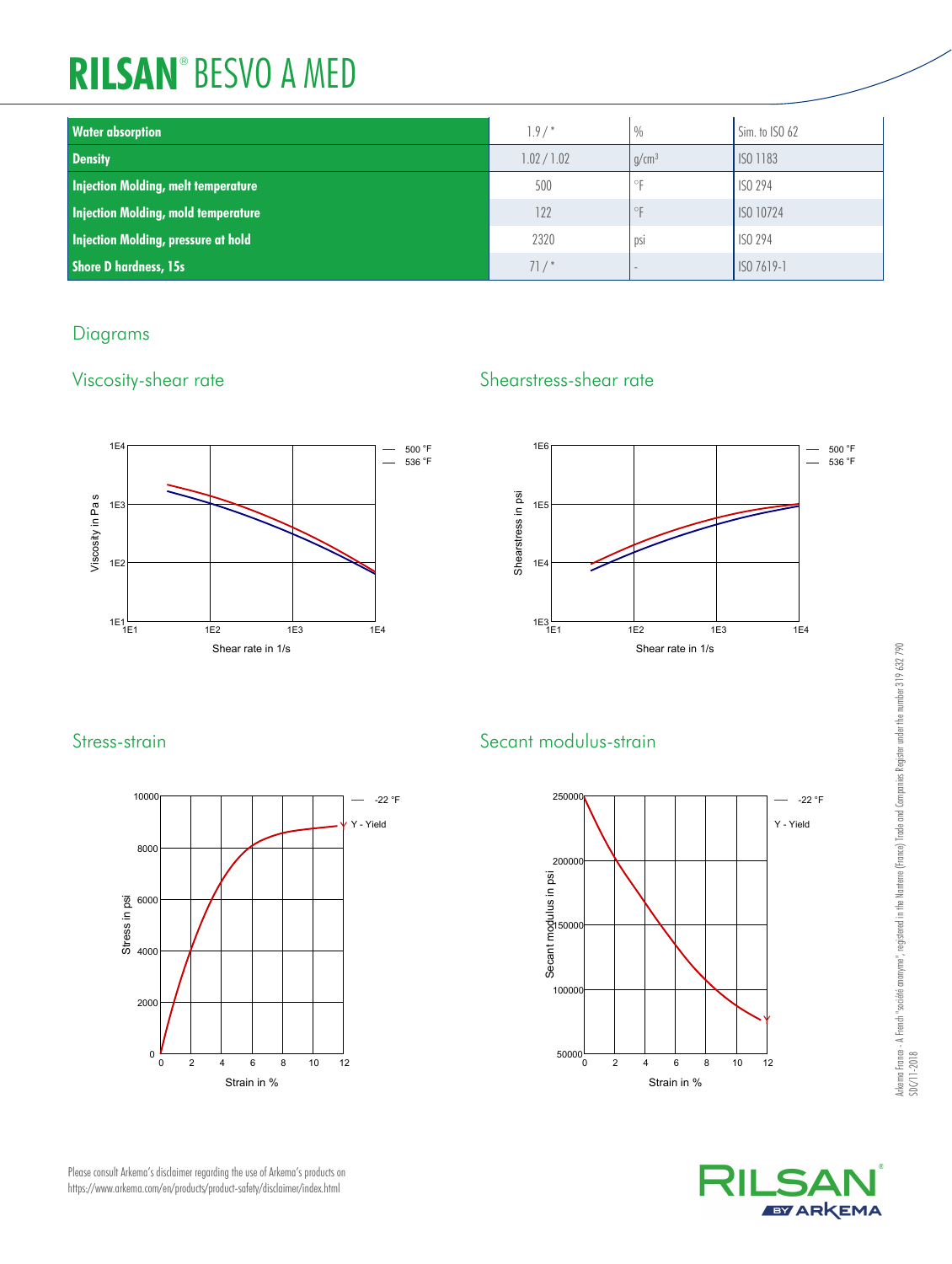# RILSAN® BESVO A MED

| Property | Value | Unit | Test Standard |
|---|---|---|---|
| **Water absorption** | 1.9 / * | % | Sim. to ISO 62 |
| **Density** | 1.02 / 1.02 | g/cm³ | ISO 1183 |
| **Injection Molding, melt temperature** | 500 | °F | ISO 294 |
| **Injection Molding, mold temperature** | 122 | °F | ISO 10724 |
| **Injection Molding, pressure at hold** | 2320 | psi | ISO 294 |
| **Shore D hardness, 15s** | 71 / * | - | ISO 7619-1 |

## Diagrams

### Viscosity-shear rate

Viscosity in Pa s vs. Shear rate in 1/s (500 °F, 536 °F)

### Shearstress-shear rate

Shearstress in psi vs. Shear rate in 1/s (500 °F, 536 °F)

### Stress-strain

Stress in psi vs. Strain in % (-22 °F; Y - Yield)

### Secant modulus-strain

Secant modulus in psi vs. Strain in % (-22 °F; Y - Yield)

Please consult Arkema's disclaimer regarding the use of Arkema's products on https://www.arkema.com/en/products/product-safety/disclaimer/index.html

Arkema France - A French "société anonyme", registered in the Nanterre (France) Trade and Companies Register under the number 319 632 790
SDC/11-2018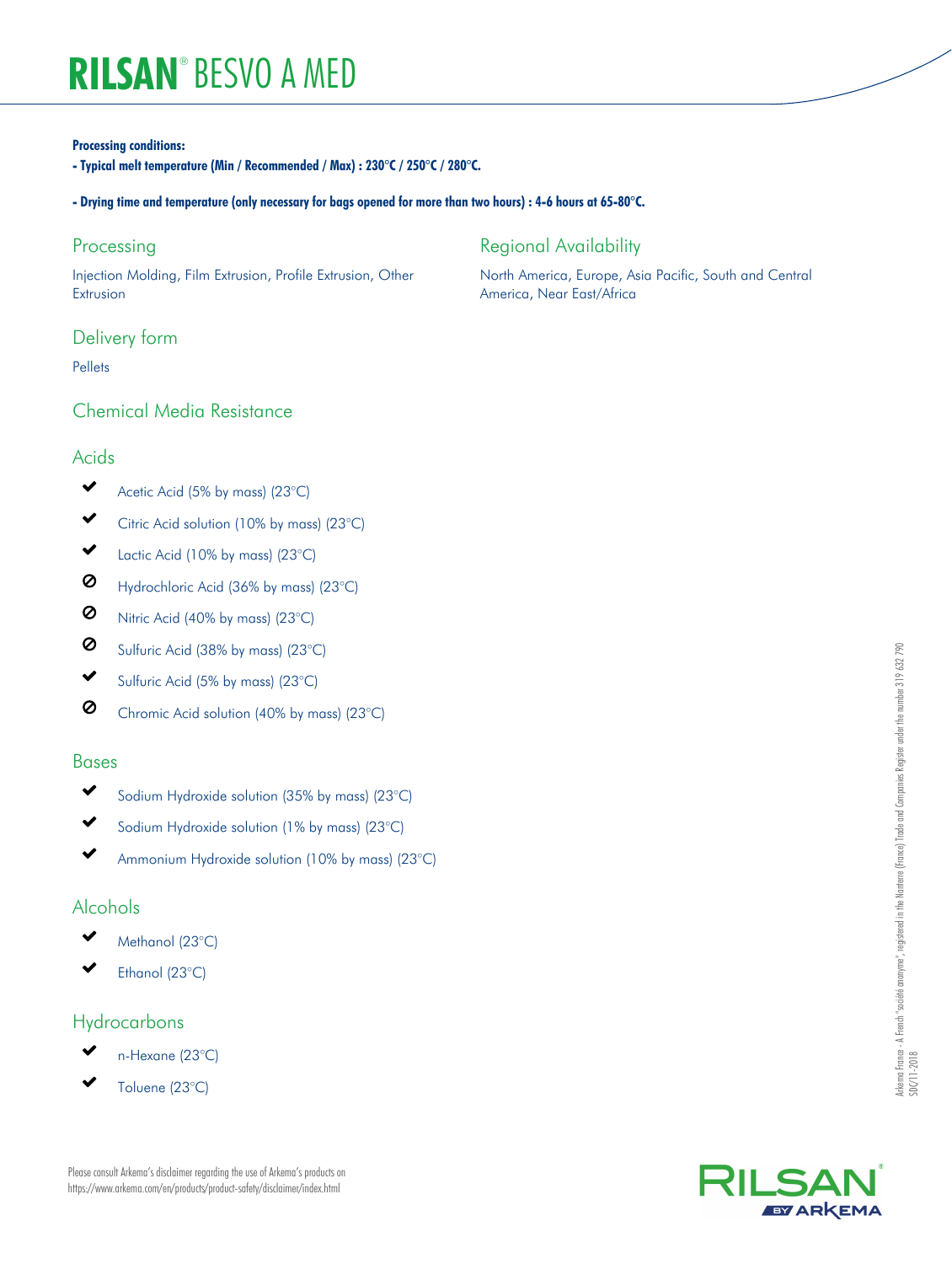**Processing conditions:**

**- Typical melt temperature (Min / Recommended / Max) : 230°C / 250°C / 280°C.**

**- Drying time and temperature (only necessary for bags opened for more than two hours) : 4-6 hours at 65-80°C.**

## Processing

Injection Molding, Film Extrusion, Profile Extrusion, Other Extrusion

## Regional Availability

North America, Europe, Asia Pacific, South and Central America, Near East/Africa

## Delivery form

Pellets

## Chemical Media Resistance

### Acids

- ✔ Acetic Acid (5% by mass) (23°C)
- ✔ Citric Acid solution (10% by mass) (23°C)
- ✔ Lactic Acid (10% by mass) (23°C)
- ⊘ Hydrochloric Acid (36% by mass) (23°C)
- ⊘ Nitric Acid (40% by mass) (23°C)
- ⊘ Sulfuric Acid (38% by mass) (23°C)
- ✔ Sulfuric Acid (5% by mass) (23°C)
- ⊘ Chromic Acid solution (40% by mass) (23°C)

### Bases

- ✔ Sodium Hydroxide solution (35% by mass) (23°C)
- ✔ Sodium Hydroxide solution (1% by mass) (23°C)
- ✔ Ammonium Hydroxide solution (10% by mass) (23°C)

### Alcohols

- ✔ Methanol (23°C)
- ✔ Ethanol (23°C)

### Hydrocarbons

- ✔ n-Hexane (23°C)
- ✔ Toluene (23°C)

Please consult Arkema's disclaimer regarding the use of Arkema's products on https://www.arkema.com/en/products/product-safety/disclaimer/index.html

Arkema France - A French "société anonyme", registered in the Nanterre (France) Trade and Companies Register under the number 319 632 790
SDC/11-2018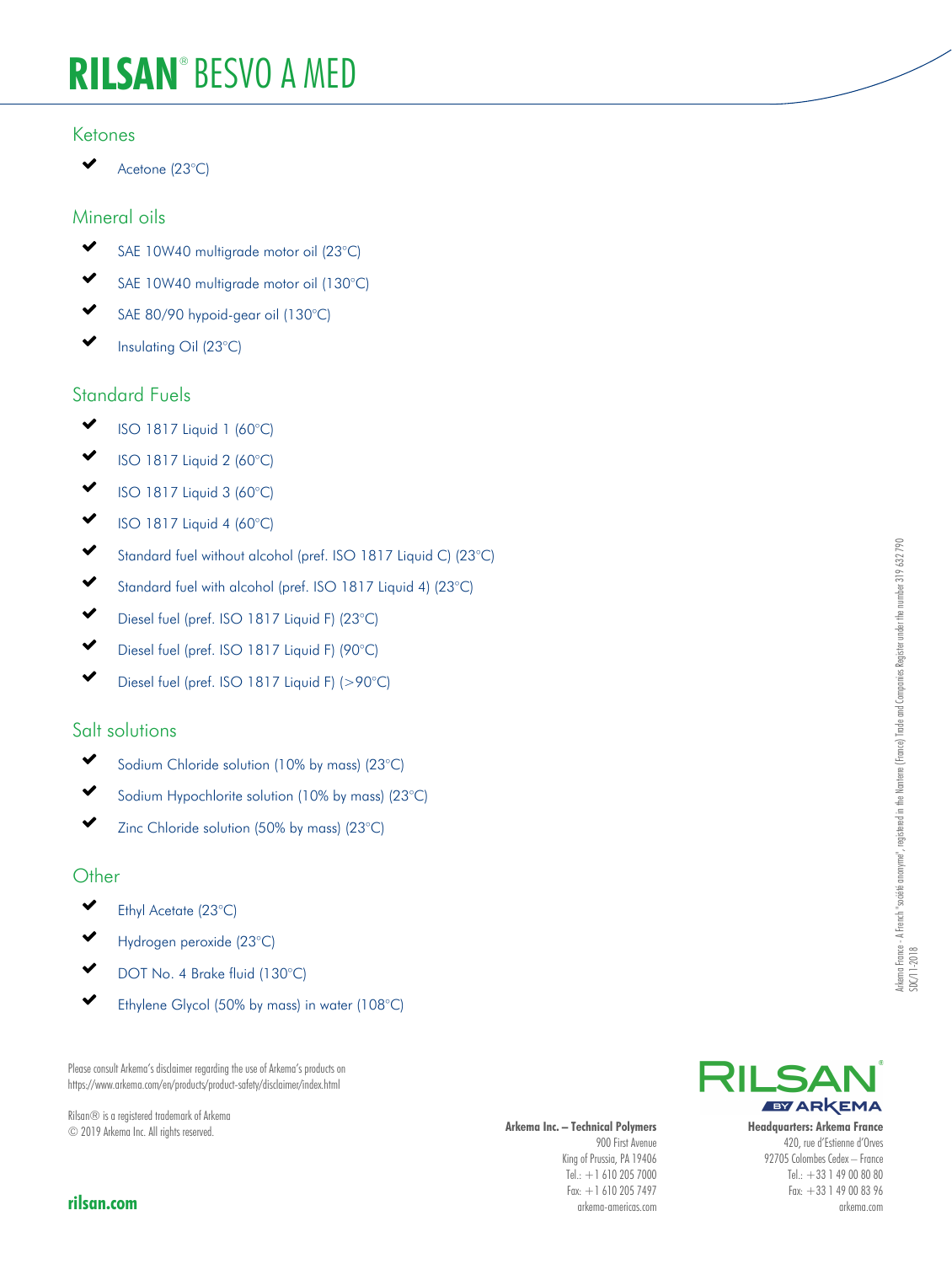# RILSAN® BESVO A MED

## Ketones

- ✔ Acetone (23°C)

## Mineral oils

- ✔ SAE 10W40 multigrade motor oil (23°C)
- ✔ SAE 10W40 multigrade motor oil (130°C)
- ✔ SAE 80/90 hypoid-gear oil (130°C)
- ✔ Insulating Oil (23°C)

## Standard Fuels

- ✔ ISO 1817 Liquid 1 (60°C)
- ✔ ISO 1817 Liquid 2 (60°C)
- ✔ ISO 1817 Liquid 3 (60°C)
- ✔ ISO 1817 Liquid 4 (60°C)
- ✔ Standard fuel without alcohol (pref. ISO 1817 Liquid C) (23°C)
- ✔ Standard fuel with alcohol (pref. ISO 1817 Liquid 4) (23°C)
- ✔ Diesel fuel (pref. ISO 1817 Liquid F) (23°C)
- ✔ Diesel fuel (pref. ISO 1817 Liquid F) (90°C)
- ✔ Diesel fuel (pref. ISO 1817 Liquid F) (>90°C)

## Salt solutions

- ✔ Sodium Chloride solution (10% by mass) (23°C)
- ✔ Sodium Hypochlorite solution (10% by mass) (23°C)
- ✔ Zinc Chloride solution (50% by mass) (23°C)

## Other

- ✔ Ethyl Acetate (23°C)
- ✔ Hydrogen peroxide (23°C)
- ✔ DOT No. 4 Brake fluid (130°C)
- ✔ Ethylene Glycol (50% by mass) in water (108°C)

Please consult Arkema's disclaimer regarding the use of Arkema's products on https://www.arkema.com/en/products/product-safety/disclaimer/index.html

Rilsan® is a registered trademark of Arkema
© 2019 Arkema Inc. All rights reserved.

**rilsan.com**

**Arkema Inc. – Technical Polymers**
900 First Avenue
King of Prussia, PA 19406
Tel.: +1 610 205 7000
Fax: +1 610 205 7497
arkema-americas.com

RILSAN BY ARKEMA

**Headquarters: Arkema France**
420, rue d'Estienne d'Orves
92705 Colombes Cedex – France
Tel.: +33 1 49 00 80 80
Fax: +33 1 49 00 83 96
arkema.com

Arkema France - A French "société anonyme", registered in the Nanterre (France) Trade and Companies Register under the number 319 632 790
SDC/11-2018